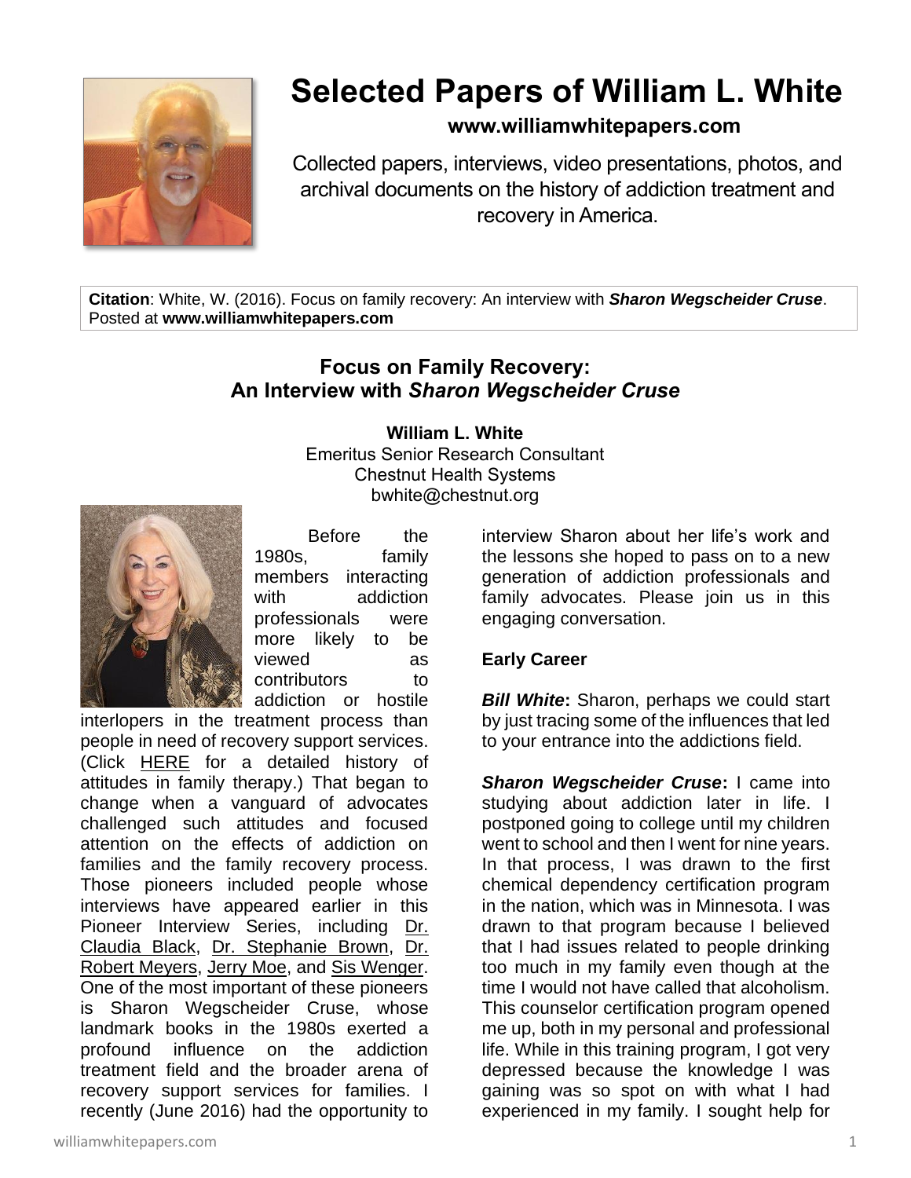# Selected Papers of William L. White

**www.williamwhitepapers.com**

Collected papers, interviews, video presentations, photos, and archival documents on the history of addiction treatment and recovery in America.

**Citation**: White, W. (2016). Focus on family recovery: An interview with ***Sharon Wegscheider Cruse***. Posted at **www.williamwhitepapers.com**

## Focus on Family Recovery: An Interview with *Sharon Wegscheider Cruse*

**William L. White**
Emeritus Senior Research Consultant
Chestnut Health Systems
bwhite@chestnut.org

Before the 1980s, family members interacting with addiction professionals were more likely to be viewed as contributors to addiction or hostile interlopers in the treatment process than people in need of recovery support services. (Click HERE for a detailed history of attitudes in family therapy.) That began to change when a vanguard of advocates challenged such attitudes and focused attention on the effects of addiction on families and the family recovery process. Those pioneers included people whose interviews have appeared earlier in this Pioneer Interview Series, including Dr. Claudia Black, Dr. Stephanie Brown, Dr. Robert Meyers, Jerry Moe, and Sis Wenger. One of the most important of these pioneers is Sharon Wegscheider Cruse, whose landmark books in the 1980s exerted a profound influence on the addiction treatment field and the broader arena of recovery support services for families. I recently (June 2016) had the opportunity to interview Sharon about her life's work and the lessons she hoped to pass on to a new generation of addiction professionals and family advocates. Please join us in this engaging conversation.

### Early Career

***Bill White*:** Sharon, perhaps we could start by just tracing some of the influences that led to your entrance into the addictions field.

***Sharon Wegscheider Cruse*:** I came into studying about addiction later in life. I postponed going to college until my children went to school and then I went for nine years. In that process, I was drawn to the first chemical dependency certification program in the nation, which was in Minnesota. I was drawn to that program because I believed that I had issues related to people drinking too much in my family even though at the time I would not have called that alcoholism. This counselor certification program opened me up, both in my personal and professional life. While in this training program, I got very depressed because the knowledge I was gaining was so spot on with what I had experienced in my family. I sought help for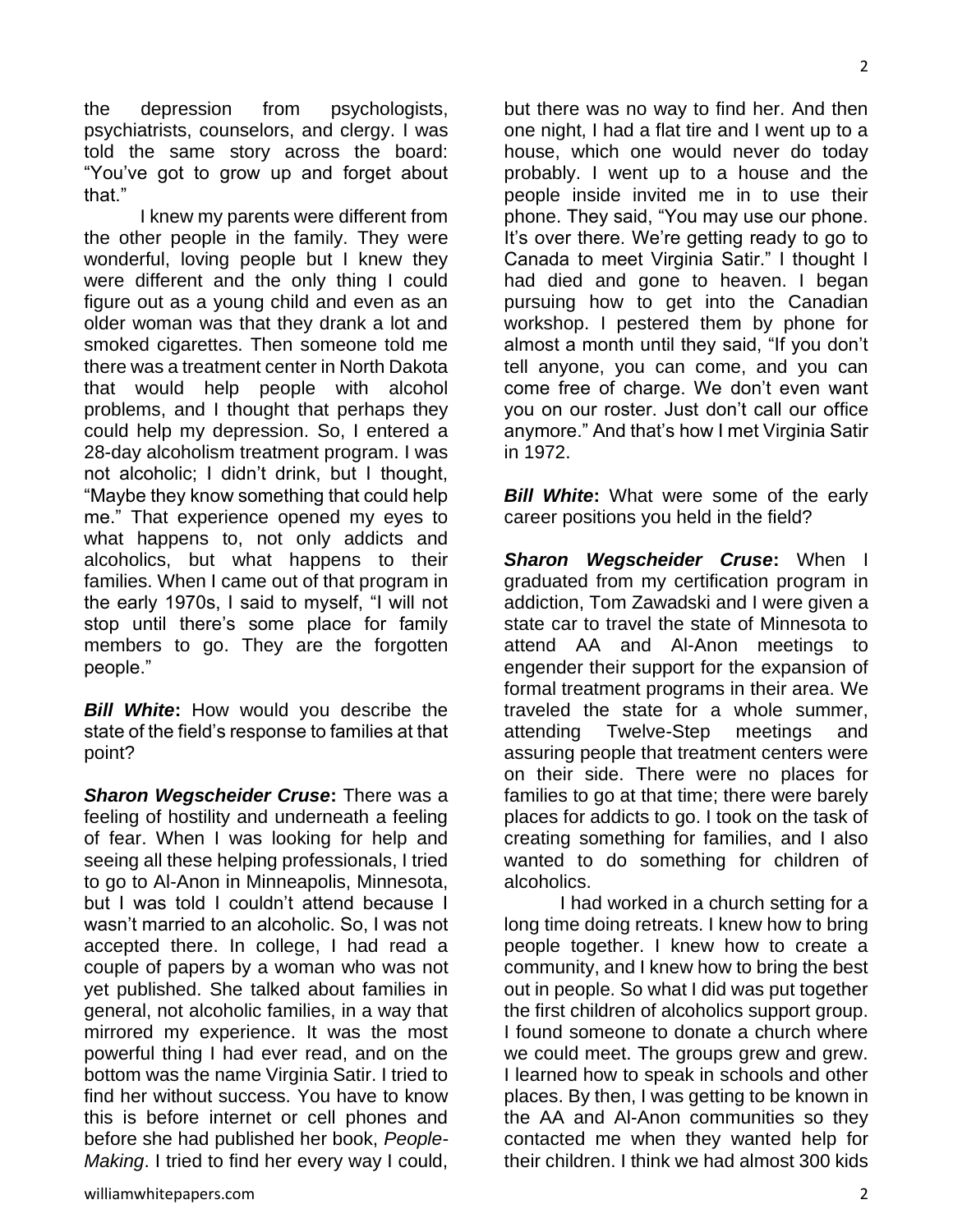the depression from psychologists, psychiatrists, counselors, and clergy. I was told the same story across the board: "You've got to grow up and forget about that."

I knew my parents were different from the other people in the family. They were wonderful, loving people but I knew they were different and the only thing I could figure out as a young child and even as an older woman was that they drank a lot and smoked cigarettes. Then someone told me there was a treatment center in North Dakota that would help people with alcohol problems, and I thought that perhaps they could help my depression. So, I entered a 28-day alcoholism treatment program. I was not alcoholic; I didn't drink, but I thought, "Maybe they know something that could help me." That experience opened my eyes to what happens to, not only addicts and alcoholics, but what happens to their families. When I came out of that program in the early 1970s, I said to myself, "I will not stop until there's some place for family members to go. They are the forgotten people."

***Bill White*:** How would you describe the state of the field's response to families at that point?

***Sharon Wegscheider Cruse*:** There was a feeling of hostility and underneath a feeling of fear. When I was looking for help and seeing all these helping professionals, I tried to go to Al-Anon in Minneapolis, Minnesota, but I was told I couldn't attend because I wasn't married to an alcoholic. So, I was not accepted there. In college, I had read a couple of papers by a woman who was not yet published. She talked about families in general, not alcoholic families, in a way that mirrored my experience. It was the most powerful thing I had ever read, and on the bottom was the name Virginia Satir. I tried to find her without success. You have to know this is before internet or cell phones and before she had published her book, *People-Making*. I tried to find her every way I could, but there was no way to find her. And then one night, I had a flat tire and I went up to a house, which one would never do today probably. I went up to a house and the people inside invited me in to use their phone. They said, "You may use our phone. It's over there. We're getting ready to go to Canada to meet Virginia Satir." I thought I had died and gone to heaven. I began pursuing how to get into the Canadian workshop. I pestered them by phone for almost a month until they said, "If you don't tell anyone, you can come, and you can come free of charge. We don't even want you on our roster. Just don't call our office anymore." And that's how I met Virginia Satir in 1972.

***Bill White*:** What were some of the early career positions you held in the field?

***Sharon Wegscheider Cruse*:** When I graduated from my certification program in addiction, Tom Zawadski and I were given a state car to travel the state of Minnesota to attend AA and Al-Anon meetings to engender their support for the expansion of formal treatment programs in their area. We traveled the state for a whole summer, attending Twelve-Step meetings and assuring people that treatment centers were on their side. There were no places for families to go at that time; there were barely places for addicts to go. I took on the task of creating something for families, and I also wanted to do something for children of alcoholics.

I had worked in a church setting for a long time doing retreats. I knew how to bring people together. I knew how to create a community, and I knew how to bring the best out in people. So what I did was put together the first children of alcoholics support group. I found someone to donate a church where we could meet. The groups grew and grew. I learned how to speak in schools and other places. By then, I was getting to be known in the AA and Al-Anon communities so they contacted me when they wanted help for their children. I think we had almost 300 kids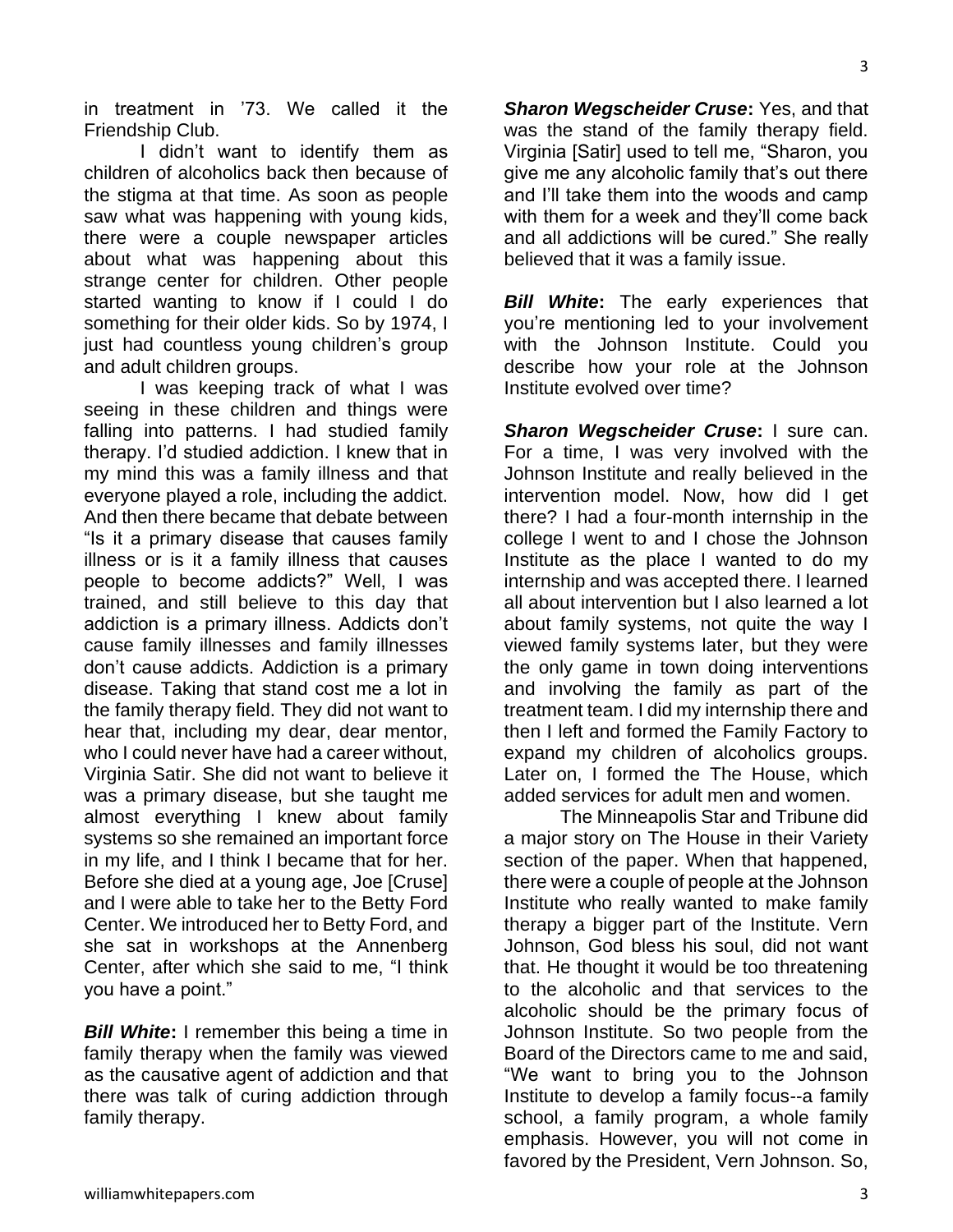in treatment in '73. We called it the Friendship Club.

I didn't want to identify them as children of alcoholics back then because of the stigma at that time. As soon as people saw what was happening with young kids, there were a couple newspaper articles about what was happening about this strange center for children. Other people started wanting to know if I could I do something for their older kids. So by 1974, I just had countless young children's group and adult children groups.

I was keeping track of what I was seeing in these children and things were falling into patterns. I had studied family therapy. I'd studied addiction. I knew that in my mind this was a family illness and that everyone played a role, including the addict. And then there became that debate between "Is it a primary disease that causes family illness or is it a family illness that causes people to become addicts?" Well, I was trained, and still believe to this day that addiction is a primary illness. Addicts don't cause family illnesses and family illnesses don't cause addicts. Addiction is a primary disease. Taking that stand cost me a lot in the family therapy field. They did not want to hear that, including my dear, dear mentor, who I could never have had a career without, Virginia Satir. She did not want to believe it was a primary disease, but she taught me almost everything I knew about family systems so she remained an important force in my life, and I think I became that for her. Before she died at a young age, Joe [Cruse] and I were able to take her to the Betty Ford Center. We introduced her to Betty Ford, and she sat in workshops at the Annenberg Center, after which she said to me, "I think you have a point."

***Bill White*:** I remember this being a time in family therapy when the family was viewed as the causative agent of addiction and that there was talk of curing addiction through family therapy.

***Sharon Wegscheider Cruse*:** Yes, and that was the stand of the family therapy field. Virginia [Satir] used to tell me, "Sharon, you give me any alcoholic family that's out there and I'll take them into the woods and camp with them for a week and they'll come back and all addictions will be cured." She really believed that it was a family issue.

***Bill White*:** The early experiences that you're mentioning led to your involvement with the Johnson Institute. Could you describe how your role at the Johnson Institute evolved over time?

***Sharon Wegscheider Cruse*:** I sure can. For a time, I was very involved with the Johnson Institute and really believed in the intervention model. Now, how did I get there? I had a four-month internship in the college I went to and I chose the Johnson Institute as the place I wanted to do my internship and was accepted there. I learned all about intervention but I also learned a lot about family systems, not quite the way I viewed family systems later, but they were the only game in town doing interventions and involving the family as part of the treatment team. I did my internship there and then I left and formed the Family Factory to expand my children of alcoholics groups. Later on, I formed the The House, which added services for adult men and women.

The Minneapolis Star and Tribune did a major story on The House in their Variety section of the paper. When that happened, there were a couple of people at the Johnson Institute who really wanted to make family therapy a bigger part of the Institute. Vern Johnson, God bless his soul, did not want that. He thought it would be too threatening to the alcoholic and that services to the alcoholic should be the primary focus of Johnson Institute. So two people from the Board of the Directors came to me and said, "We want to bring you to the Johnson Institute to develop a family focus--a family school, a family program, a whole family emphasis. However, you will not come in favored by the President, Vern Johnson. So,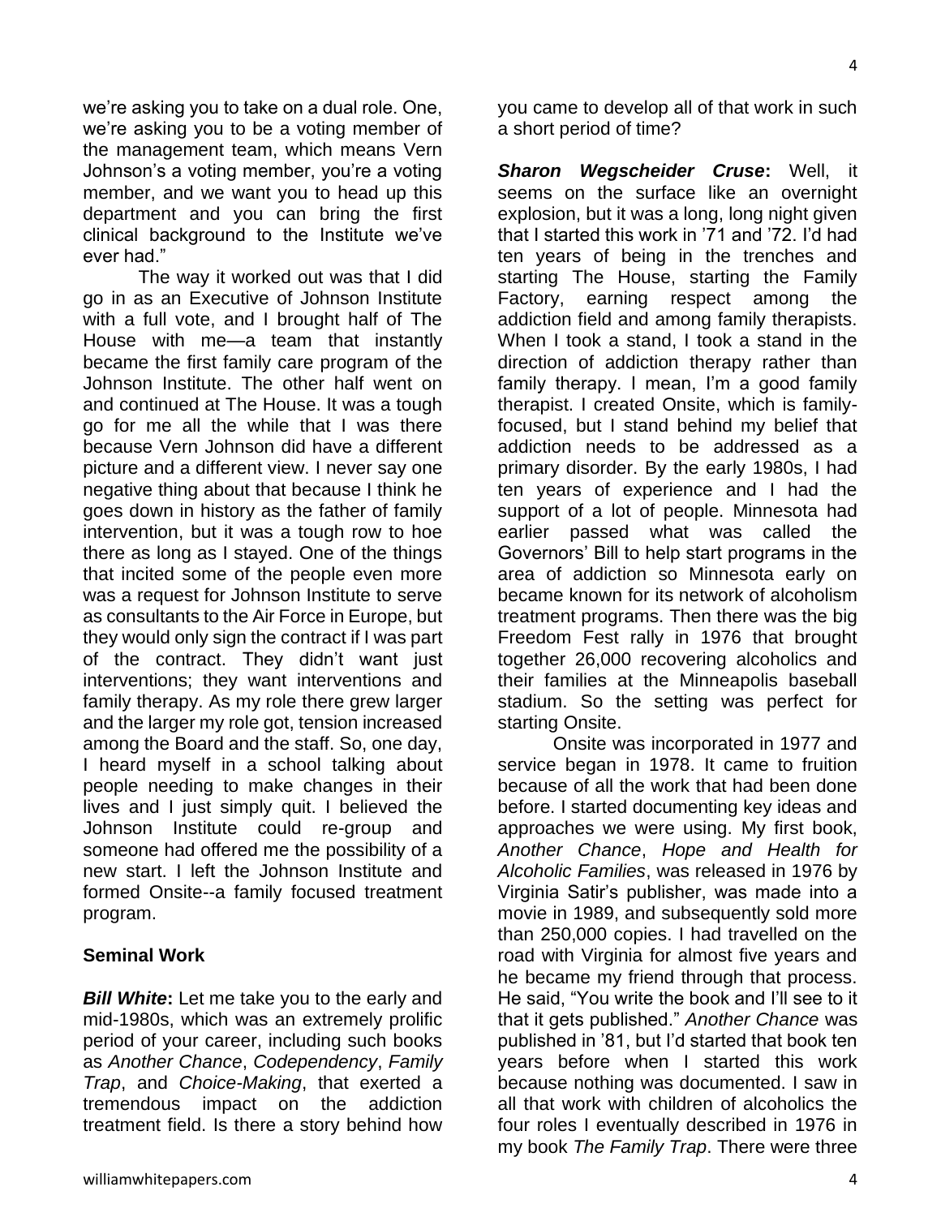we're asking you to take on a dual role. One, we're asking you to be a voting member of the management team, which means Vern Johnson's a voting member, you're a voting member, and we want you to head up this department and you can bring the first clinical background to the Institute we've ever had."

The way it worked out was that I did go in as an Executive of Johnson Institute with a full vote, and I brought half of The House with me—a team that instantly became the first family care program of the Johnson Institute. The other half went on and continued at The House. It was a tough go for me all the while that I was there because Vern Johnson did have a different picture and a different view. I never say one negative thing about that because I think he goes down in history as the father of family intervention, but it was a tough row to hoe there as long as I stayed. One of the things that incited some of the people even more was a request for Johnson Institute to serve as consultants to the Air Force in Europe, but they would only sign the contract if I was part of the contract. They didn't want just interventions; they want interventions and family therapy. As my role there grew larger and the larger my role got, tension increased among the Board and the staff. So, one day, I heard myself in a school talking about people needing to make changes in their lives and I just simply quit. I believed the Johnson Institute could re-group and someone had offered me the possibility of a new start. I left the Johnson Institute and formed Onsite--a family focused treatment program.

## Seminal Work

***Bill White*:** Let me take you to the early and mid-1980s, which was an extremely prolific period of your career, including such books as *Another Chance*, *Codependency*, *Family Trap*, and *Choice-Making*, that exerted a tremendous impact on the addiction treatment field. Is there a story behind how you came to develop all of that work in such a short period of time?

***Sharon Wegscheider Cruse*:** Well, it seems on the surface like an overnight explosion, but it was a long, long night given that I started this work in '71 and '72. I'd had ten years of being in the trenches and starting The House, starting the Family Factory, earning respect among the addiction field and among family therapists. When I took a stand, I took a stand in the direction of addiction therapy rather than family therapy. I mean, I'm a good family therapist. I created Onsite, which is family-focused, but I stand behind my belief that addiction needs to be addressed as a primary disorder. By the early 1980s, I had ten years of experience and I had the support of a lot of people. Minnesota had earlier passed what was called the Governors' Bill to help start programs in the area of addiction so Minnesota early on became known for its network of alcoholism treatment programs. Then there was the big Freedom Fest rally in 1976 that brought together 26,000 recovering alcoholics and their families at the Minneapolis baseball stadium. So the setting was perfect for starting Onsite.

Onsite was incorporated in 1977 and service began in 1978. It came to fruition because of all the work that had been done before. I started documenting key ideas and approaches we were using. My first book, *Another Chance*, *Hope and Health for Alcoholic Families*, was released in 1976 by Virginia Satir's publisher, was made into a movie in 1989, and subsequently sold more than 250,000 copies. I had travelled on the road with Virginia for almost five years and he became my friend through that process. He said, "You write the book and I'll see to it that it gets published." *Another Chance* was published in '81, but I'd started that book ten years before when I started this work because nothing was documented. I saw in all that work with children of alcoholics the four roles I eventually described in 1976 in my book *The Family Trap*. There were three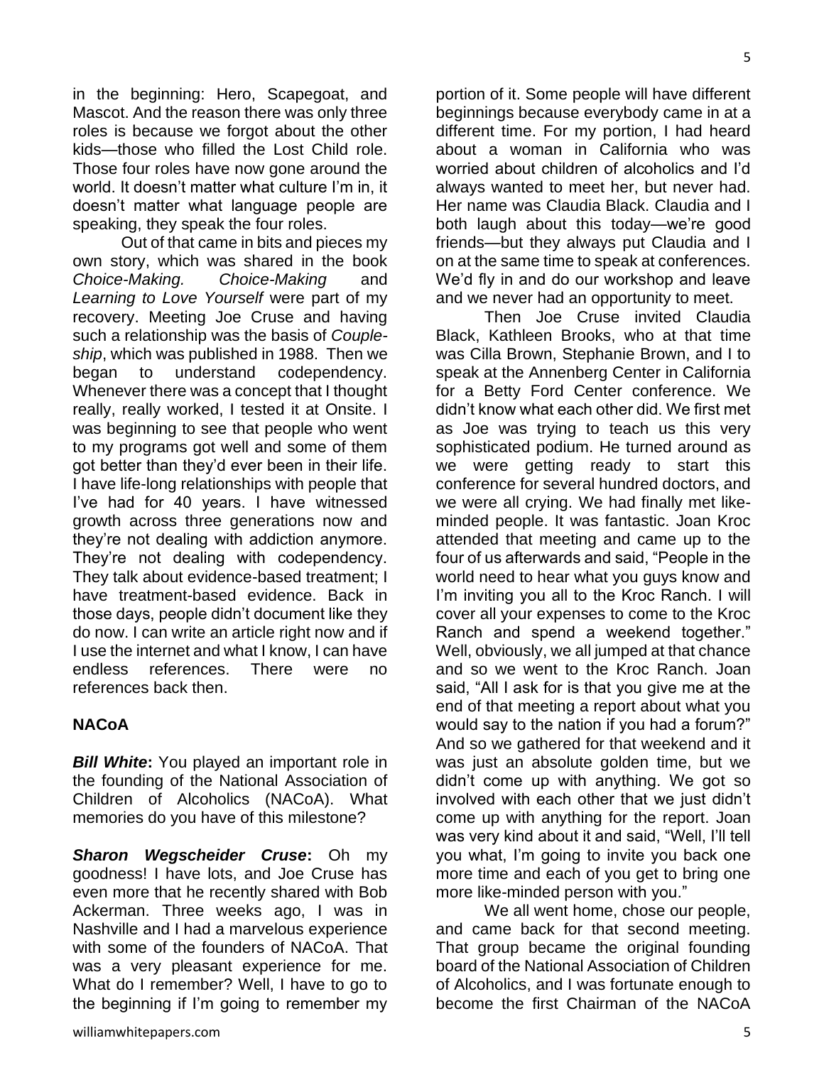in the beginning: Hero, Scapegoat, and Mascot. And the reason there was only three roles is because we forgot about the other kids—those who filled the Lost Child role. Those four roles have now gone around the world. It doesn't matter what culture I'm in, it doesn't matter what language people are speaking, they speak the four roles.

Out of that came in bits and pieces my own story, which was shared in the book *Choice-Making. Choice-Making* and *Learning to Love Yourself* were part of my recovery. Meeting Joe Cruse and having such a relationship was the basis of *Couple-ship*, which was published in 1988. Then we began to understand codependency. Whenever there was a concept that I thought really, really worked, I tested it at Onsite. I was beginning to see that people who went to my programs got well and some of them got better than they'd ever been in their life. I have life-long relationships with people that I've had for 40 years. I have witnessed growth across three generations now and they're not dealing with addiction anymore. They're not dealing with codependency. They talk about evidence-based treatment; I have treatment-based evidence. Back in those days, people didn't document like they do now. I can write an article right now and if I use the internet and what I know, I can have endless references. There were no references back then.

## NACoA

***Bill White*:** You played an important role in the founding of the National Association of Children of Alcoholics (NACoA). What memories do you have of this milestone?

***Sharon Wegscheider Cruse*:** Oh my goodness! I have lots, and Joe Cruse has even more that he recently shared with Bob Ackerman. Three weeks ago, I was in Nashville and I had a marvelous experience with some of the founders of NACoA. That was a very pleasant experience for me. What do I remember? Well, I have to go to the beginning if I'm going to remember my portion of it. Some people will have different beginnings because everybody came in at a different time. For my portion, I had heard about a woman in California who was worried about children of alcoholics and I'd always wanted to meet her, but never had. Her name was Claudia Black. Claudia and I both laugh about this today—we're good friends—but they always put Claudia and I on at the same time to speak at conferences. We'd fly in and do our workshop and leave and we never had an opportunity to meet.

Then Joe Cruse invited Claudia Black, Kathleen Brooks, who at that time was Cilla Brown, Stephanie Brown, and I to speak at the Annenberg Center in California for a Betty Ford Center conference. We didn't know what each other did. We first met as Joe was trying to teach us this very sophisticated podium. He turned around as we were getting ready to start this conference for several hundred doctors, and we were all crying. We had finally met like-minded people. It was fantastic. Joan Kroc attended that meeting and came up to the four of us afterwards and said, "People in the world need to hear what you guys know and I'm inviting you all to the Kroc Ranch. I will cover all your expenses to come to the Kroc Ranch and spend a weekend together." Well, obviously, we all jumped at that chance and so we went to the Kroc Ranch. Joan said, "All I ask for is that you give me at the end of that meeting a report about what you would say to the nation if you had a forum?" And so we gathered for that weekend and it was just an absolute golden time, but we didn't come up with anything. We got so involved with each other that we just didn't come up with anything for the report. Joan was very kind about it and said, "Well, I'll tell you what, I'm going to invite you back one more time and each of you get to bring one more like-minded person with you."

We all went home, chose our people, and came back for that second meeting. That group became the original founding board of the National Association of Children of Alcoholics, and I was fortunate enough to become the first Chairman of the NACoA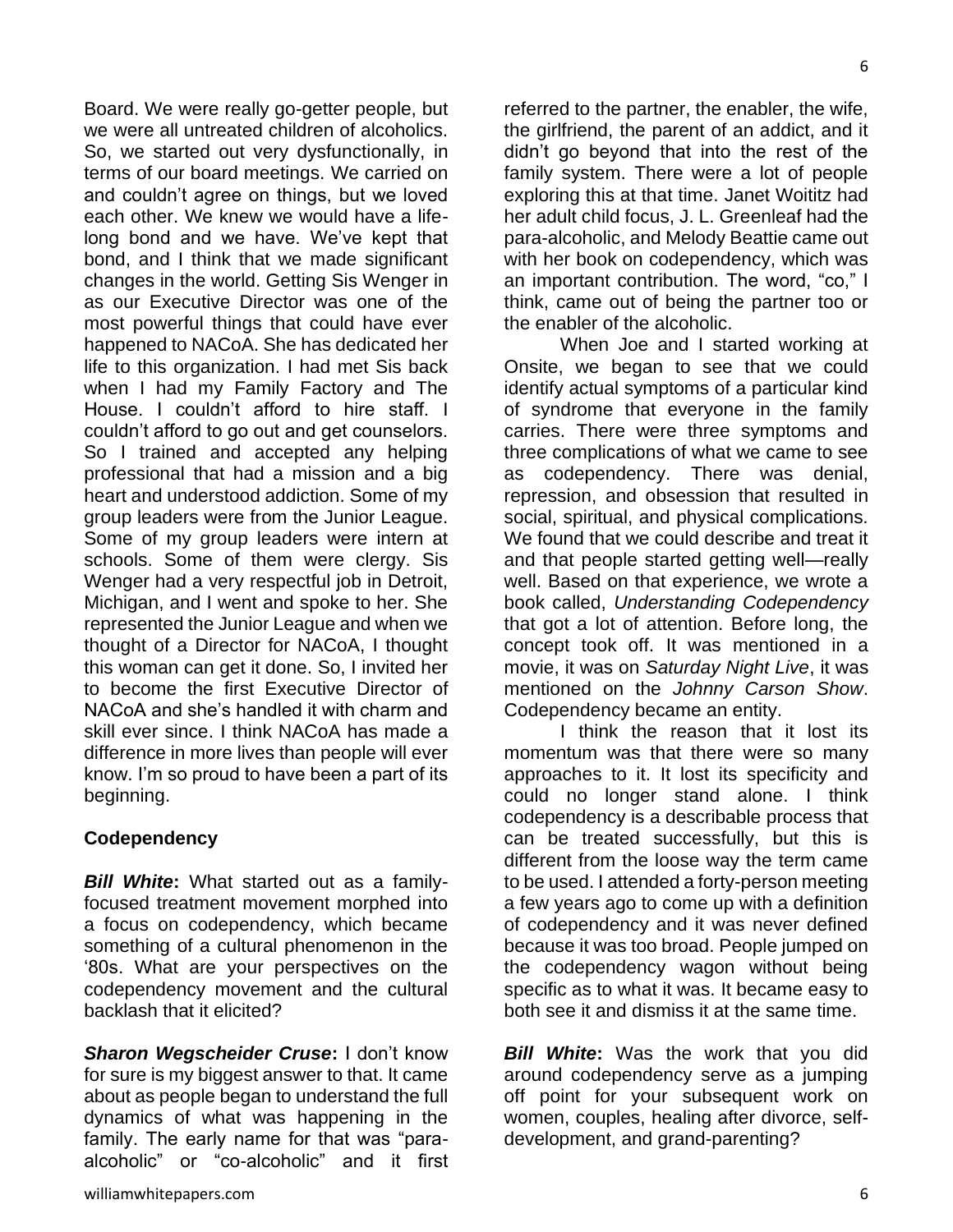Board. We were really go-getter people, but we were all untreated children of alcoholics. So, we started out very dysfunctionally, in terms of our board meetings. We carried on and couldn't agree on things, but we loved each other. We knew we would have a life-long bond and we have. We've kept that bond, and I think that we made significant changes in the world. Getting Sis Wenger in as our Executive Director was one of the most powerful things that could have ever happened to NACoA. She has dedicated her life to this organization. I had met Sis back when I had my Family Factory and The House. I couldn't afford to hire staff. I couldn't afford to go out and get counselors. So I trained and accepted any helping professional that had a mission and a big heart and understood addiction. Some of my group leaders were from the Junior League. Some of my group leaders were intern at schools. Some of them were clergy. Sis Wenger had a very respectful job in Detroit, Michigan, and I went and spoke to her. She represented the Junior League and when we thought of a Director for NACoA, I thought this woman can get it done. So, I invited her to become the first Executive Director of NACoA and she's handled it with charm and skill ever since. I think NACoA has made a difference in more lives than people will ever know. I'm so proud to have been a part of its beginning.

**Codependency**

***Bill White*:** What started out as a family-focused treatment movement morphed into a focus on codependency, which became something of a cultural phenomenon in the '80s. What are your perspectives on the codependency movement and the cultural backlash that it elicited?

***Sharon Wegscheider Cruse*:** I don't know for sure is my biggest answer to that. It came about as people began to understand the full dynamics of what was happening in the family. The early name for that was "para-alcoholic" or "co-alcoholic" and it first referred to the partner, the enabler, the wife, the girlfriend, the parent of an addict, and it didn't go beyond that into the rest of the family system. There were a lot of people exploring this at that time. Janet Woititz had her adult child focus, J. L. Greenleaf had the para-alcoholic, and Melody Beattie came out with her book on codependency, which was an important contribution. The word, "co," I think, came out of being the partner too or the enabler of the alcoholic.

When Joe and I started working at Onsite, we began to see that we could identify actual symptoms of a particular kind of syndrome that everyone in the family carries. There were three symptoms and three complications of what we came to see as codependency. There was denial, repression, and obsession that resulted in social, spiritual, and physical complications. We found that we could describe and treat it and that people started getting well—really well. Based on that experience, we wrote a book called, *Understanding Codependency* that got a lot of attention. Before long, the concept took off. It was mentioned in a movie, it was on *Saturday Night Live*, it was mentioned on the *Johnny Carson Show*. Codependency became an entity.

I think the reason that it lost its momentum was that there were so many approaches to it. It lost its specificity and could no longer stand alone. I think codependency is a describable process that can be treated successfully, but this is different from the loose way the term came to be used. I attended a forty-person meeting a few years ago to come up with a definition of codependency and it was never defined because it was too broad. People jumped on the codependency wagon without being specific as to what it was. It became easy to both see it and dismiss it at the same time.

***Bill White*:** Was the work that you did around codependency serve as a jumping off point for your subsequent work on women, couples, healing after divorce, self-development, and grand-parenting?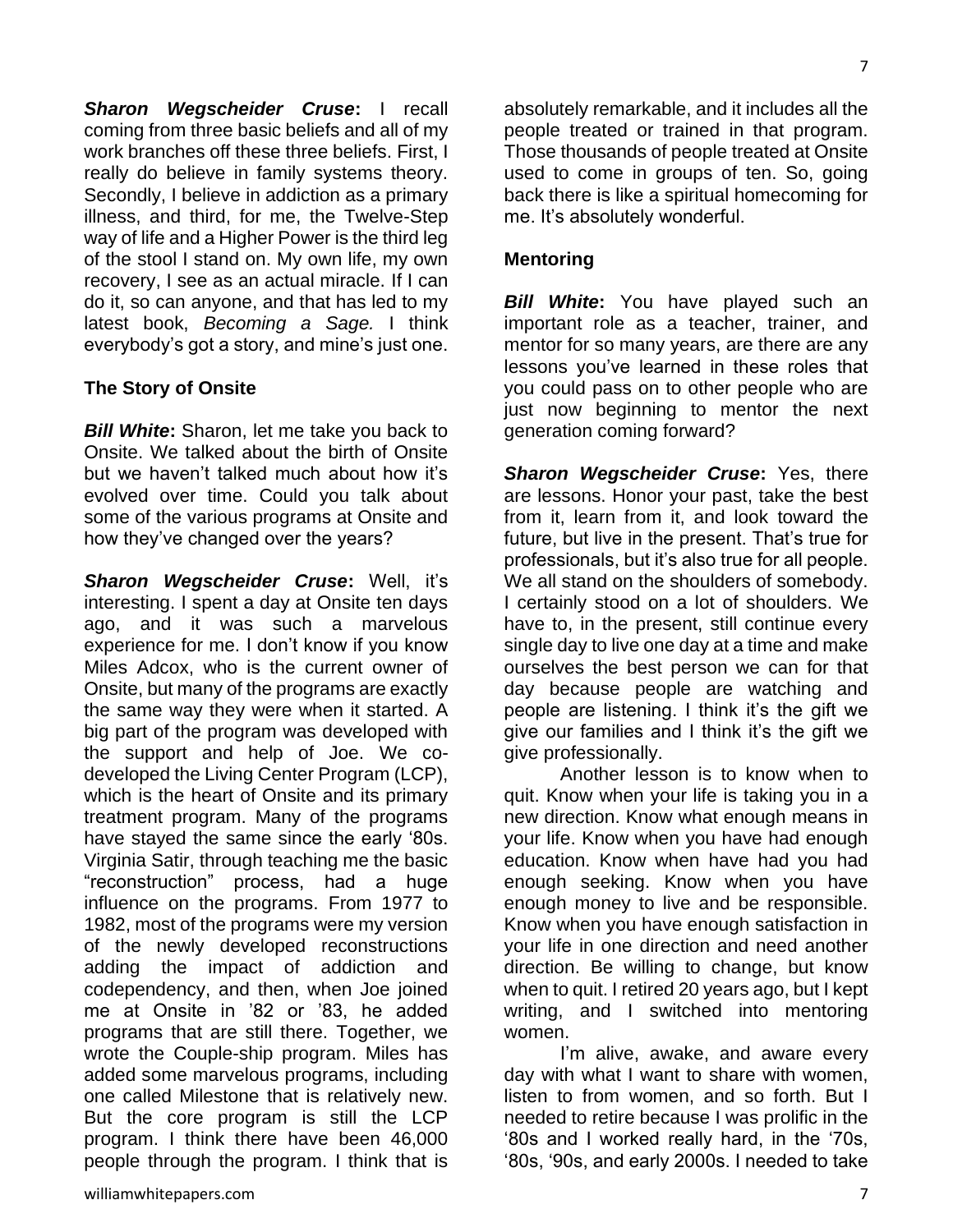***Sharon Wegscheider Cruse*:** I recall coming from three basic beliefs and all of my work branches off these three beliefs. First, I really do believe in family systems theory. Secondly, I believe in addiction as a primary illness, and third, for me, the Twelve-Step way of life and a Higher Power is the third leg of the stool I stand on. My own life, my own recovery, I see as an actual miracle. If I can do it, so can anyone, and that has led to my latest book, *Becoming a Sage.* I think everybody's got a story, and mine's just one.

**The Story of Onsite**

***Bill White*:** Sharon, let me take you back to Onsite. We talked about the birth of Onsite but we haven't talked much about how it's evolved over time. Could you talk about some of the various programs at Onsite and how they've changed over the years?

***Sharon Wegscheider Cruse*:** Well, it's interesting. I spent a day at Onsite ten days ago, and it was such a marvelous experience for me. I don't know if you know Miles Adcox, who is the current owner of Onsite, but many of the programs are exactly the same way they were when it started. A big part of the program was developed with the support and help of Joe. We co-developed the Living Center Program (LCP), which is the heart of Onsite and its primary treatment program. Many of the programs have stayed the same since the early '80s. Virginia Satir, through teaching me the basic "reconstruction" process, had a huge influence on the programs. From 1977 to 1982, most of the programs were my version of the newly developed reconstructions adding the impact of addiction and codependency, and then, when Joe joined me at Onsite in '82 or '83, he added programs that are still there. Together, we wrote the Couple-ship program. Miles has added some marvelous programs, including one called Milestone that is relatively new. But the core program is still the LCP program. I think there have been 46,000 people through the program. I think that is absolutely remarkable, and it includes all the people treated or trained in that program. Those thousands of people treated at Onsite used to come in groups of ten. So, going back there is like a spiritual homecoming for me. It's absolutely wonderful.

**Mentoring**

***Bill White*:** You have played such an important role as a teacher, trainer, and mentor for so many years, are there are any lessons you've learned in these roles that you could pass on to other people who are just now beginning to mentor the next generation coming forward?

***Sharon Wegscheider Cruse*:** Yes, there are lessons. Honor your past, take the best from it, learn from it, and look toward the future, but live in the present. That's true for professionals, but it's also true for all people. We all stand on the shoulders of somebody. I certainly stood on a lot of shoulders. We have to, in the present, still continue every single day to live one day at a time and make ourselves the best person we can for that day because people are watching and people are listening. I think it's the gift we give our families and I think it's the gift we give professionally.

Another lesson is to know when to quit. Know when your life is taking you in a new direction. Know what enough means in your life. Know when you have had enough education. Know when have had you had enough seeking. Know when you have enough money to live and be responsible. Know when you have enough satisfaction in your life in one direction and need another direction. Be willing to change, but know when to quit. I retired 20 years ago, but I kept writing, and I switched into mentoring women.

I'm alive, awake, and aware every day with what I want to share with women, listen to from women, and so forth. But I needed to retire because I was prolific in the '80s and I worked really hard, in the '70s, '80s, '90s, and early 2000s. I needed to take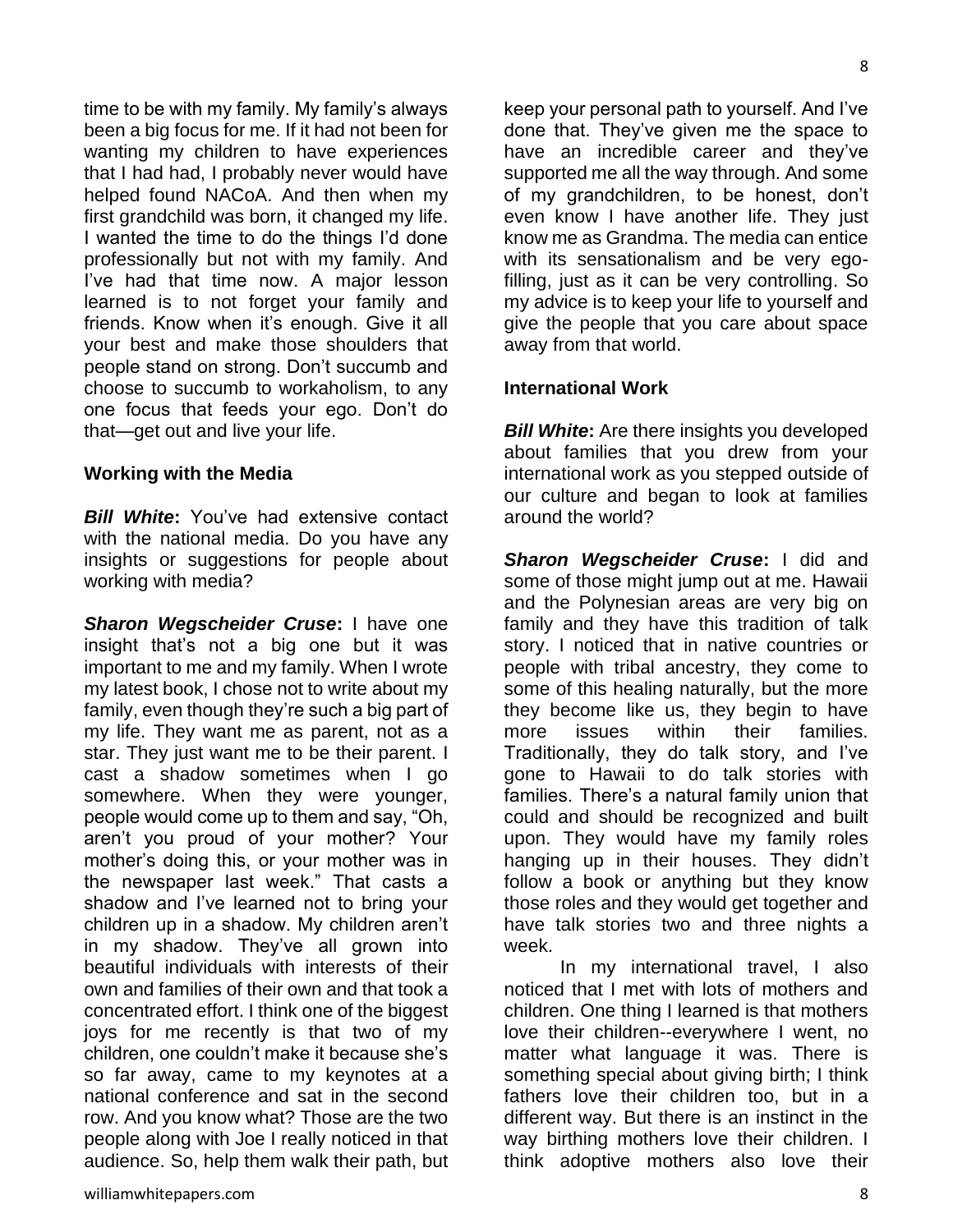time to be with my family. My family's always been a big focus for me. If it had not been for wanting my children to have experiences that I had had, I probably never would have helped found NACoA. And then when my first grandchild was born, it changed my life. I wanted the time to do the things I'd done professionally but not with my family. And I've had that time now. A major lesson learned is to not forget your family and friends. Know when it's enough. Give it all your best and make those shoulders that people stand on strong. Don't succumb and choose to succumb to workaholism, to any one focus that feeds your ego. Don't do that—get out and live your life.

**Working with the Media**

***Bill White*:** You've had extensive contact with the national media. Do you have any insights or suggestions for people about working with media?

***Sharon Wegscheider Cruse*:** I have one insight that's not a big one but it was important to me and my family. When I wrote my latest book, I chose not to write about my family, even though they're such a big part of my life. They want me as parent, not as a star. They just want me to be their parent. I cast a shadow sometimes when I go somewhere. When they were younger, people would come up to them and say, "Oh, aren't you proud of your mother? Your mother's doing this, or your mother was in the newspaper last week." That casts a shadow and I've learned not to bring your children up in a shadow. My children aren't in my shadow. They've all grown into beautiful individuals with interests of their own and families of their own and that took a concentrated effort. I think one of the biggest joys for me recently is that two of my children, one couldn't make it because she's so far away, came to my keynotes at a national conference and sat in the second row. And you know what? Those are the two people along with Joe I really noticed in that audience. So, help them walk their path, but keep your personal path to yourself. And I've done that. They've given me the space to have an incredible career and they've supported me all the way through. And some of my grandchildren, to be honest, don't even know I have another life. They just know me as Grandma. The media can entice with its sensationalism and be very ego-filling, just as it can be very controlling. So my advice is to keep your life to yourself and give the people that you care about space away from that world.

**International Work**

***Bill White*:** Are there insights you developed about families that you drew from your international work as you stepped outside of our culture and began to look at families around the world?

***Sharon Wegscheider Cruse*:** I did and some of those might jump out at me. Hawaii and the Polynesian areas are very big on family and they have this tradition of talk story. I noticed that in native countries or people with tribal ancestry, they come to some of this healing naturally, but the more they become like us, they begin to have more issues within their families. Traditionally, they do talk story, and I've gone to Hawaii to do talk stories with families. There's a natural family union that could and should be recognized and built upon. They would have my family roles hanging up in their houses. They didn't follow a book or anything but they know those roles and they would get together and have talk stories two and three nights a week.

In my international travel, I also noticed that I met with lots of mothers and children. One thing I learned is that mothers love their children--everywhere I went, no matter what language it was. There is something special about giving birth; I think fathers love their children too, but in a different way. But there is an instinct in the way birthing mothers love their children. I think adoptive mothers also love their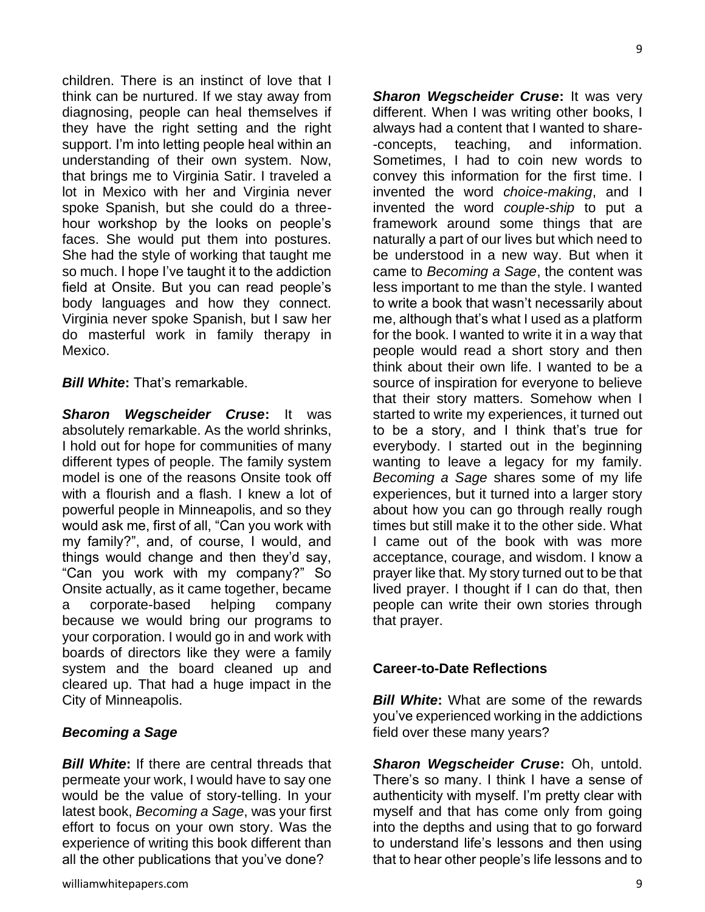children. There is an instinct of love that I think can be nurtured. If we stay away from diagnosing, people can heal themselves if they have the right setting and the right support. I'm into letting people heal within an understanding of their own system. Now, that brings me to Virginia Satir. I traveled a lot in Mexico with her and Virginia never spoke Spanish, but she could do a three-hour workshop by the looks on people's faces. She would put them into postures. She had the style of working that taught me so much. I hope I've taught it to the addiction field at Onsite. But you can read people's body languages and how they connect. Virginia never spoke Spanish, but I saw her do masterful work in family therapy in Mexico.

***Bill White*:** That's remarkable.

***Sharon Wegscheider Cruse*:** It was absolutely remarkable. As the world shrinks, I hold out for hope for communities of many different types of people. The family system model is one of the reasons Onsite took off with a flourish and a flash. I knew a lot of powerful people in Minneapolis, and so they would ask me, first of all, "Can you work with my family?", and, of course, I would, and things would change and then they'd say, "Can you work with my company?" So Onsite actually, as it came together, became a corporate-based helping company because we would bring our programs to your corporation. I would go in and work with boards of directors like they were a family system and the board cleaned up and cleared up. That had a huge impact in the City of Minneapolis.

### *Becoming a Sage*

***Bill White*:** If there are central threads that permeate your work, I would have to say one would be the value of story-telling. In your latest book, *Becoming a Sage*, was your first effort to focus on your own story. Was the experience of writing this book different than all the other publications that you've done?

***Sharon Wegscheider Cruse*:** It was very different. When I was writing other books, I always had a content that I wanted to share--concepts, teaching, and information. Sometimes, I had to coin new words to convey this information for the first time. I invented the word *choice-making*, and I invented the word *couple-ship* to put a framework around some things that are naturally a part of our lives but which need to be understood in a new way. But when it came to *Becoming a Sage*, the content was less important to me than the style. I wanted to write a book that wasn't necessarily about me, although that's what I used as a platform for the book. I wanted to write it in a way that people would read a short story and then think about their own life. I wanted to be a source of inspiration for everyone to believe that their story matters. Somehow when I started to write my experiences, it turned out to be a story, and I think that's true for everybody. I started out in the beginning wanting to leave a legacy for my family. *Becoming a Sage* shares some of my life experiences, but it turned into a larger story about how you can go through really rough times but still make it to the other side. What I came out of the book with was more acceptance, courage, and wisdom. I know a prayer like that. My story turned out to be that lived prayer. I thought if I can do that, then people can write their own stories through that prayer.

### Career-to-Date Reflections

***Bill White*:** What are some of the rewards you've experienced working in the addictions field over these many years?

***Sharon Wegscheider Cruse*:** Oh, untold. There's so many. I think I have a sense of authenticity with myself. I'm pretty clear with myself and that has come only from going into the depths and using that to go forward to understand life's lessons and then using that to hear other people's life lessons and to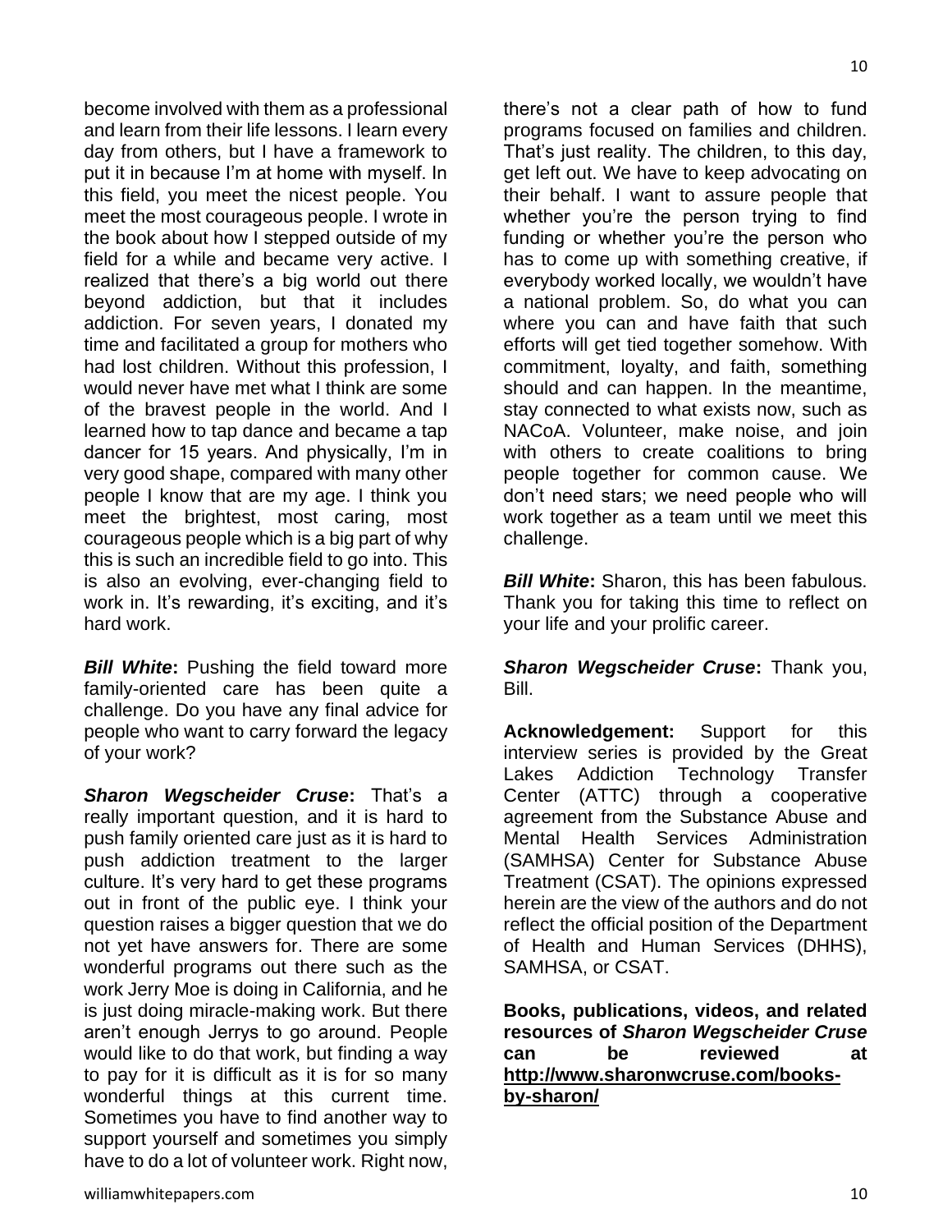become involved with them as a professional and learn from their life lessons. I learn every day from others, but I have a framework to put it in because I'm at home with myself. In this field, you meet the nicest people. You meet the most courageous people. I wrote in the book about how I stepped outside of my field for a while and became very active. I realized that there's a big world out there beyond addiction, but that it includes addiction. For seven years, I donated my time and facilitated a group for mothers who had lost children. Without this profession, I would never have met what I think are some of the bravest people in the world. And I learned how to tap dance and became a tap dancer for 15 years. And physically, I'm in very good shape, compared with many other people I know that are my age. I think you meet the brightest, most caring, most courageous people which is a big part of why this is such an incredible field to go into. This is also an evolving, ever-changing field to work in. It's rewarding, it's exciting, and it's hard work.

***Bill White*:** Pushing the field toward more family-oriented care has been quite a challenge. Do you have any final advice for people who want to carry forward the legacy of your work?

***Sharon Wegscheider Cruse*:** That's a really important question, and it is hard to push family oriented care just as it is hard to push addiction treatment to the larger culture. It's very hard to get these programs out in front of the public eye. I think your question raises a bigger question that we do not yet have answers for. There are some wonderful programs out there such as the work Jerry Moe is doing in California, and he is just doing miracle-making work. But there aren't enough Jerrys to go around. People would like to do that work, but finding a way to pay for it is difficult as it is for so many wonderful things at this current time. Sometimes you have to find another way to support yourself and sometimes you simply have to do a lot of volunteer work. Right now, there's not a clear path of how to fund programs focused on families and children. That's just reality. The children, to this day, get left out. We have to keep advocating on their behalf. I want to assure people that whether you're the person trying to find funding or whether you're the person who has to come up with something creative, if everybody worked locally, we wouldn't have a national problem. So, do what you can where you can and have faith that such efforts will get tied together somehow. With commitment, loyalty, and faith, something should and can happen. In the meantime, stay connected to what exists now, such as NACoA. Volunteer, make noise, and join with others to create coalitions to bring people together for common cause. We don't need stars; we need people who will work together as a team until we meet this challenge.

***Bill White*:** Sharon, this has been fabulous. Thank you for taking this time to reflect on your life and your prolific career.

***Sharon Wegscheider Cruse*:** Thank you, Bill.

**Acknowledgement:** Support for this interview series is provided by the Great Lakes Addiction Technology Transfer Center (ATTC) through a cooperative agreement from the Substance Abuse and Mental Health Services Administration (SAMHSA) Center for Substance Abuse Treatment (CSAT). The opinions expressed herein are the view of the authors and do not reflect the official position of the Department of Health and Human Services (DHHS), SAMHSA, or CSAT.

**Books, publications, videos, and related resources of *Sharon Wegscheider Cruse* can be reviewed at [http://www.sharonwcruse.com/books-by-sharon/](http://www.sharonwcruse.com/books-by-sharon/)**